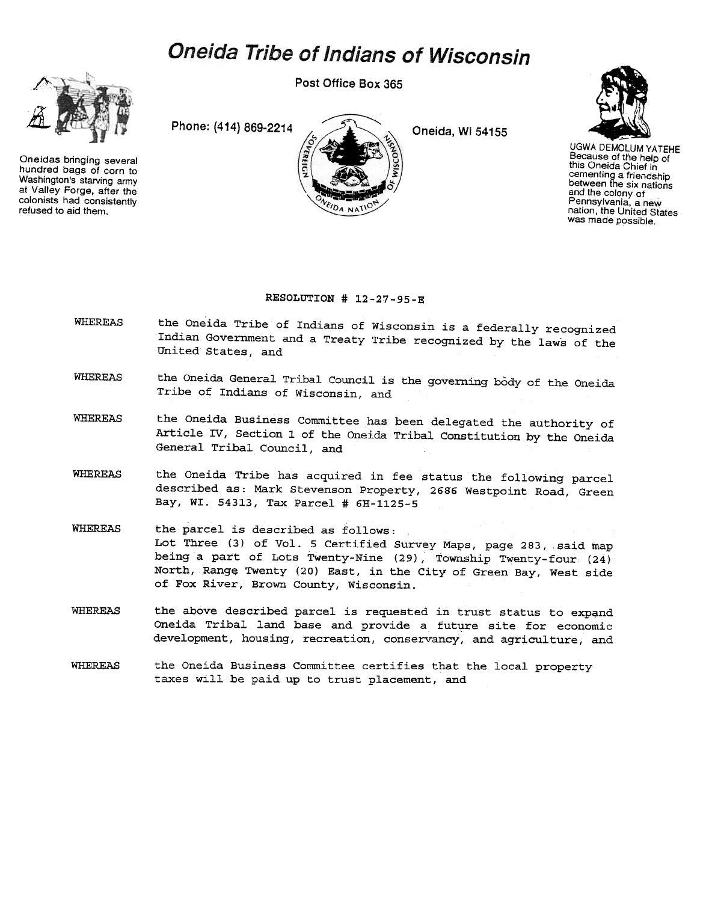# Oneida Tribe of Indians of Wisconsin

Post Office Box 365

Phone: (414) 869-2214

Oneida, Wi 54155

Oneidas bringing several hundred bags of corn to Washington's starving army at Valley Forge, after the colonists had consistently refused to aid them.

UGWA DEMOLUM YATEHE
Because of the help of this Oneida Chief in cementing a friendship between the six nations and the colony of Pennsylvania, a new nation, the United States was made possible.

**RESOLUTION # 12-27-95-E**

WHEREAS the Oneida Tribe of Indians of Wisconsin is a federally recognized Indian Government and a Treaty Tribe recognized by the laws of the United States, and

WHEREAS the Oneida General Tribal Council is the governing body of the Oneida Tribe of Indians of Wisconsin, and

WHEREAS the Oneida Business Committee has been delegated the authority of Article IV, Section 1 of the Oneida Tribal Constitution by the Oneida General Tribal Council, and

WHEREAS the Oneida Tribe has acquired in fee status the following parcel described as: Mark Stevenson Property, 2686 Westpoint Road, Green Bay, WI. 54313, Tax Parcel # 6H-1125-5

WHEREAS the parcel is described as follows:
Lot Three (3) of Vol. 5 Certified Survey Maps, page 283, said map being a part of Lots Twenty-Nine (29), Township Twenty-four (24) North, Range Twenty (20) East, in the City of Green Bay, West side of Fox River, Brown County, Wisconsin.

WHEREAS the above described parcel is requested in trust status to expand Oneida Tribal land base and provide a future site for economic development, housing, recreation, conservancy, and agriculture, and

WHEREAS the Oneida Business Committee certifies that the local property taxes will be paid up to trust placement, and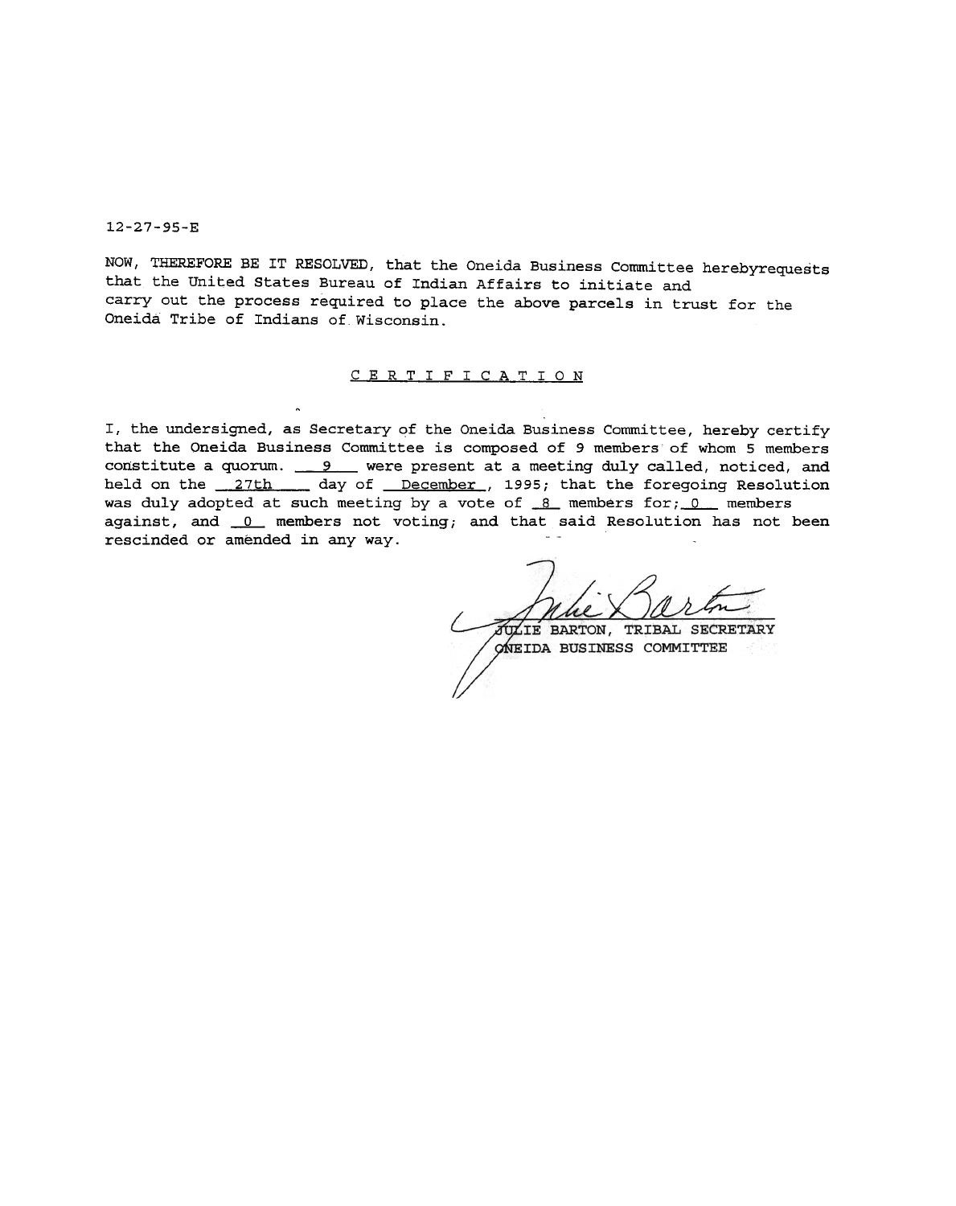12-27-95-E

NOW, THEREFORE BE IT RESOLVED, that the Oneida Business Committee herebyrequests that the United States Bureau of Indian Affairs to initiate and carry out the process required to place the above parcels in trust for the Oneida Tribe of Indians of Wisconsin.

## C E R T I F I C A T I O N

I, the undersigned, as Secretary of the Oneida Business Committee, hereby certify that the Oneida Business Committee is composed of 9 members of whom 5 members constitute a quorum. 9 were present at a meeting duly called, noticed, and held on the 27th day of December, 1995; that the foregoing Resolution was duly adopted at such meeting by a vote of 8 members for; 0 members against, and 0 members not voting; and that said Resolution has not been rescinded or amended in any way.

JULIE BARTON, TRIBAL SECRETARY
ONEIDA BUSINESS COMMITTEE